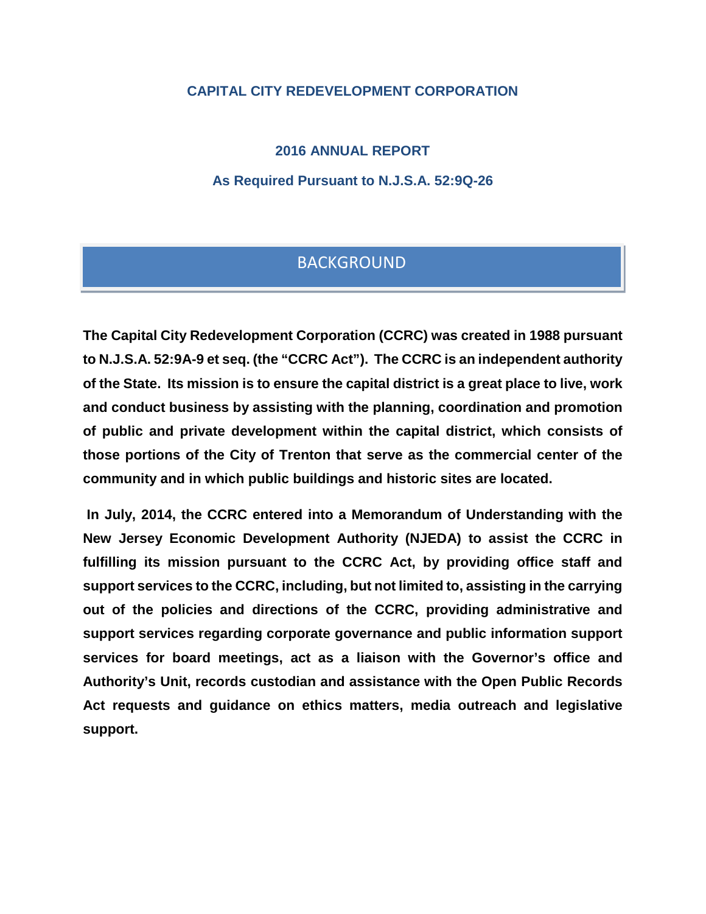# CAPITAL CITY REDEVELOPMENT CORPORATION

## 2016 ANNUAL REPORT

### As Required Pursuant to N.J.S.A. 52:9Q-26

## BACKGROUND

**The Capital City Redevelopment Corporation (CCRC) was created in 1988 pursuant to N.J.S.A. 52:9A-9 et seq. (the "CCRC Act"). The CCRC is an independent authority of the State. Its mission is to ensure the capital district is a great place to live, work and conduct business by assisting with the planning, coordination and promotion of public and private development within the capital district, which consists of those portions of the City of Trenton that serve as the commercial center of the community and in which public buildings and historic sites are located.**

**In July, 2014, the CCRC entered into a Memorandum of Understanding with the New Jersey Economic Development Authority (NJEDA) to assist the CCRC in fulfilling its mission pursuant to the CCRC Act, by providing office staff and support services to the CCRC, including, but not limited to, assisting in the carrying out of the policies and directions of the CCRC, providing administrative and support services regarding corporate governance and public information support services for board meetings, act as a liaison with the Governor's office and Authority's Unit, records custodian and assistance with the Open Public Records Act requests and guidance on ethics matters, media outreach and legislative support.**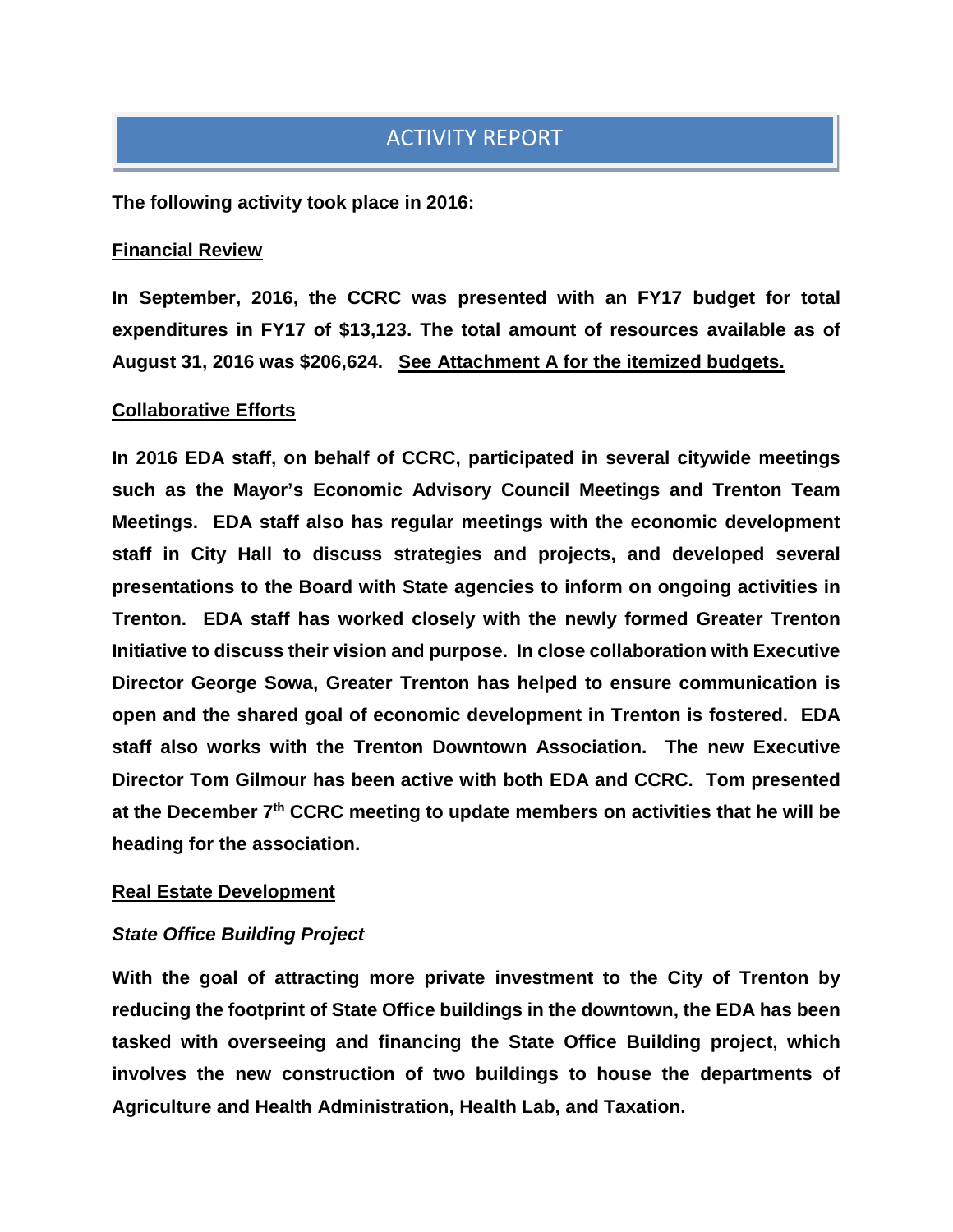# ACTIVITY REPORT

**The following activity took place in 2016:**

**Financial Review**

**In September, 2016, the CCRC was presented with an FY17 budget for total expenditures in FY17 of $13,123. The total amount of resources available as of August 31, 2016 was $206,624. See Attachment A for the itemized budgets.**

**Collaborative Efforts**

**In 2016 EDA staff, on behalf of CCRC, participated in several citywide meetings such as the Mayor's Economic Advisory Council Meetings and Trenton Team Meetings. EDA staff also has regular meetings with the economic development staff in City Hall to discuss strategies and projects, and developed several presentations to the Board with State agencies to inform on ongoing activities in Trenton. EDA staff has worked closely with the newly formed Greater Trenton Initiative to discuss their vision and purpose. In close collaboration with Executive Director George Sowa, Greater Trenton has helped to ensure communication is open and the shared goal of economic development in Trenton is fostered. EDA staff also works with the Trenton Downtown Association. The new Executive Director Tom Gilmour has been active with both EDA and CCRC. Tom presented at the December 7th CCRC meeting to update members on activities that he will be heading for the association.**

**Real Estate Development**

***State Office Building Project***

**With the goal of attracting more private investment to the City of Trenton by reducing the footprint of State Office buildings in the downtown, the EDA has been tasked with overseeing and financing the State Office Building project, which involves the new construction of two buildings to house the departments of Agriculture and Health Administration, Health Lab, and Taxation.**